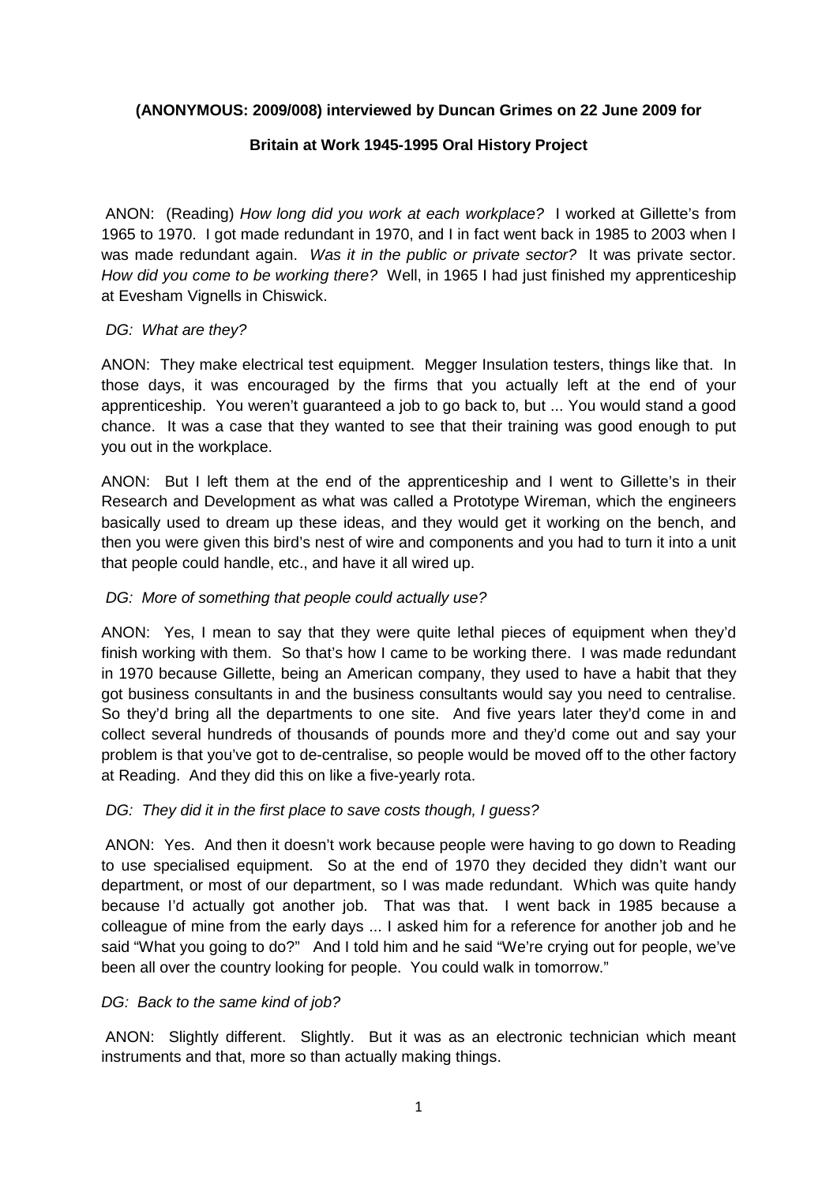**(ANONYMOUS: 2009/008) interviewed by Duncan Grimes on 22 June 2009 for**

**Britain at Work 1945-1995 Oral History Project**

ANON: (Reading) *How long did you work at each workplace?* I worked at Gillette's from 1965 to 1970. I got made redundant in 1970, and I in fact went back in 1985 to 2003 when I was made redundant again. *Was it in the public or private sector?* It was private sector. *How did you come to be working there?* Well, in 1965 I had just finished my apprenticeship at Evesham Vignells in Chiswick.

*DG: What are they?*

ANON: They make electrical test equipment. Megger Insulation testers, things like that. In those days, it was encouraged by the firms that you actually left at the end of your apprenticeship. You weren't guaranteed a job to go back to, but ... You would stand a good chance. It was a case that they wanted to see that their training was good enough to put you out in the workplace.

ANON: But I left them at the end of the apprenticeship and I went to Gillette's in their Research and Development as what was called a Prototype Wireman, which the engineers basically used to dream up these ideas, and they would get it working on the bench, and then you were given this bird's nest of wire and components and you had to turn it into a unit that people could handle, etc., and have it all wired up.

*DG: More of something that people could actually use?*

ANON: Yes, I mean to say that they were quite lethal pieces of equipment when they'd finish working with them. So that's how I came to be working there. I was made redundant in 1970 because Gillette, being an American company, they used to have a habit that they got business consultants in and the business consultants would say you need to centralise. So they'd bring all the departments to one site. And five years later they'd come in and collect several hundreds of thousands of pounds more and they'd come out and say your problem is that you've got to de-centralise, so people would be moved off to the other factory at Reading. And they did this on like a five-yearly rota.

*DG: They did it in the first place to save costs though, I guess?*

ANON: Yes. And then it doesn't work because people were having to go down to Reading to use specialised equipment. So at the end of 1970 they decided they didn't want our department, or most of our department, so I was made redundant. Which was quite handy because I'd actually got another job. That was that. I went back in 1985 because a colleague of mine from the early days ... I asked him for a reference for another job and he said "What you going to do?" And I told him and he said "We're crying out for people, we've been all over the country looking for people. You could walk in tomorrow."

*DG: Back to the same kind of job?*

ANON: Slightly different. Slightly. But it was as an electronic technician which meant instruments and that, more so than actually making things.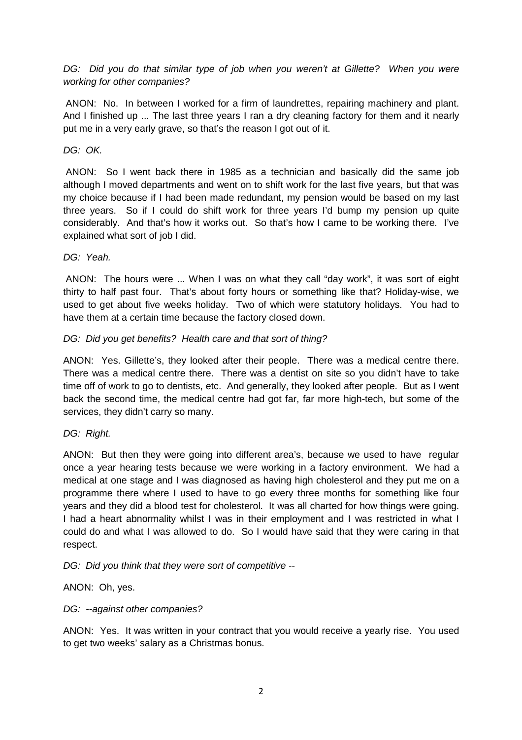*DG: Did you do that similar type of job when you weren't at Gillette? When you were working for other companies?*

ANON: No. In between I worked for a firm of laundrettes, repairing machinery and plant. And I finished up ... The last three years I ran a dry cleaning factory for them and it nearly put me in a very early grave, so that's the reason I got out of it.

*DG: OK.*

ANON: So I went back there in 1985 as a technician and basically did the same job although I moved departments and went on to shift work for the last five years, but that was my choice because if I had been made redundant, my pension would be based on my last three years. So if I could do shift work for three years I'd bump my pension up quite considerably. And that's how it works out. So that's how I came to be working there. I've explained what sort of job I did.

*DG: Yeah.*

ANON: The hours were ... When I was on what they call "day work", it was sort of eight thirty to half past four. That's about forty hours or something like that? Holiday-wise, we used to get about five weeks holiday. Two of which were statutory holidays. You had to have them at a certain time because the factory closed down.

*DG: Did you get benefits? Health care and that sort of thing?*

ANON: Yes. Gillette's, they looked after their people. There was a medical centre there. There was a medical centre there. There was a dentist on site so you didn't have to take time off of work to go to dentists, etc. And generally, they looked after people. But as I went back the second time, the medical centre had got far, far more high-tech, but some of the services, they didn't carry so many.

*DG: Right.*

ANON: But then they were going into different area's, because we used to have regular once a year hearing tests because we were working in a factory environment. We had a medical at one stage and I was diagnosed as having high cholesterol and they put me on a programme there where I used to have to go every three months for something like four years and they did a blood test for cholesterol. It was all charted for how things were going. I had a heart abnormality whilst I was in their employment and I was restricted in what I could do and what I was allowed to do. So I would have said that they were caring in that respect.

*DG: Did you think that they were sort of competitive --*

ANON: Oh, yes.

*DG: --against other companies?*

ANON: Yes. It was written in your contract that you would receive a yearly rise. You used to get two weeks' salary as a Christmas bonus.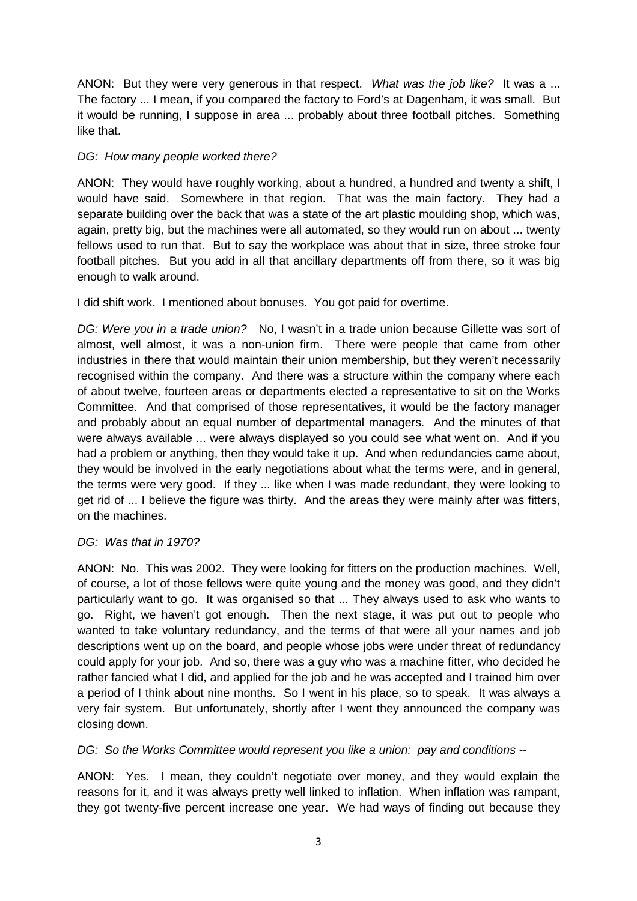ANON: But they were very generous in that respect. *What was the job like?* It was a ... The factory ... I mean, if you compared the factory to Ford's at Dagenham, it was small. But it would be running, I suppose in area ... probably about three football pitches. Something like that.

*DG: How many people worked there?*

ANON: They would have roughly working, about a hundred, a hundred and twenty a shift, I would have said. Somewhere in that region. That was the main factory. They had a separate building over the back that was a state of the art plastic moulding shop, which was, again, pretty big, but the machines were all automated, so they would run on about ... twenty fellows used to run that. But to say the workplace was about that in size, three stroke four football pitches. But you add in all that ancillary departments off from there, so it was big enough to walk around.

I did shift work. I mentioned about bonuses. You got paid for overtime.

*DG: Were you in a trade union?* No, I wasn't in a trade union because Gillette was sort of almost, well almost, it was a non-union firm. There were people that came from other industries in there that would maintain their union membership, but they weren't necessarily recognised within the company. And there was a structure within the company where each of about twelve, fourteen areas or departments elected a representative to sit on the Works Committee. And that comprised of those representatives, it would be the factory manager and probably about an equal number of departmental managers. And the minutes of that were always available ... were always displayed so you could see what went on. And if you had a problem or anything, then they would take it up. And when redundancies came about, they would be involved in the early negotiations about what the terms were, and in general, the terms were very good. If they ... like when I was made redundant, they were looking to get rid of ... I believe the figure was thirty. And the areas they were mainly after was fitters, on the machines.

*DG: Was that in 1970?*

ANON: No. This was 2002. They were looking for fitters on the production machines. Well, of course, a lot of those fellows were quite young and the money was good, and they didn't particularly want to go. It was organised so that ... They always used to ask who wants to go. Right, we haven't got enough. Then the next stage, it was put out to people who wanted to take voluntary redundancy, and the terms of that were all your names and job descriptions went up on the board, and people whose jobs were under threat of redundancy could apply for your job. And so, there was a guy who was a machine fitter, who decided he rather fancied what I did, and applied for the job and he was accepted and I trained him over a period of I think about nine months. So I went in his place, so to speak. It was always a very fair system. But unfortunately, shortly after I went they announced the company was closing down.

*DG: So the Works Committee would represent you like a union: pay and conditions --*

ANON: Yes. I mean, they couldn't negotiate over money, and they would explain the reasons for it, and it was always pretty well linked to inflation. When inflation was rampant, they got twenty-five percent increase one year. We had ways of finding out because they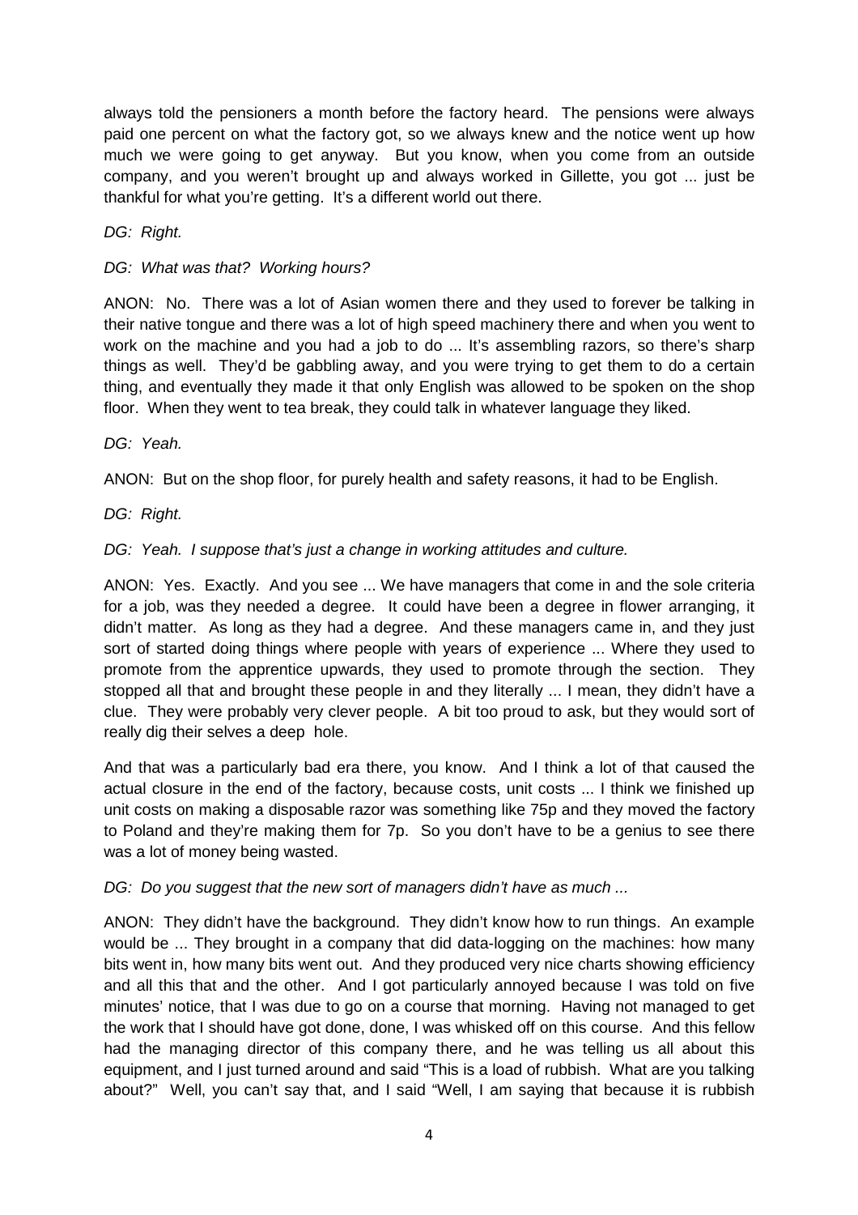always told the pensioners a month before the factory heard. The pensions were always paid one percent on what the factory got, so we always knew and the notice went up how much we were going to get anyway. But you know, when you come from an outside company, and you weren't brought up and always worked in Gillette, you got ... just be thankful for what you're getting. It's a different world out there.

*DG: Right.*

*DG: What was that? Working hours?*

ANON: No. There was a lot of Asian women there and they used to forever be talking in their native tongue and there was a lot of high speed machinery there and when you went to work on the machine and you had a job to do ... It's assembling razors, so there's sharp things as well. They'd be gabbling away, and you were trying to get them to do a certain thing, and eventually they made it that only English was allowed to be spoken on the shop floor. When they went to tea break, they could talk in whatever language they liked.

*DG: Yeah.*

ANON: But on the shop floor, for purely health and safety reasons, it had to be English.

*DG: Right.*

*DG: Yeah. I suppose that's just a change in working attitudes and culture.*

ANON: Yes. Exactly. And you see ... We have managers that come in and the sole criteria for a job, was they needed a degree. It could have been a degree in flower arranging, it didn't matter. As long as they had a degree. And these managers came in, and they just sort of started doing things where people with years of experience ... Where they used to promote from the apprentice upwards, they used to promote through the section. They stopped all that and brought these people in and they literally ... I mean, they didn't have a clue. They were probably very clever people. A bit too proud to ask, but they would sort of really dig their selves a deep hole.

And that was a particularly bad era there, you know. And I think a lot of that caused the actual closure in the end of the factory, because costs, unit costs ... I think we finished up unit costs on making a disposable razor was something like 75p and they moved the factory to Poland and they're making them for 7p. So you don't have to be a genius to see there was a lot of money being wasted.

*DG: Do you suggest that the new sort of managers didn't have as much ...*

ANON: They didn't have the background. They didn't know how to run things. An example would be ... They brought in a company that did data-logging on the machines: how many bits went in, how many bits went out. And they produced very nice charts showing efficiency and all this that and the other. And I got particularly annoyed because I was told on five minutes' notice, that I was due to go on a course that morning. Having not managed to get the work that I should have got done, done, I was whisked off on this course. And this fellow had the managing director of this company there, and he was telling us all about this equipment, and I just turned around and said "This is a load of rubbish. What are you talking about?" Well, you can't say that, and I said "Well, I am saying that because it is rubbish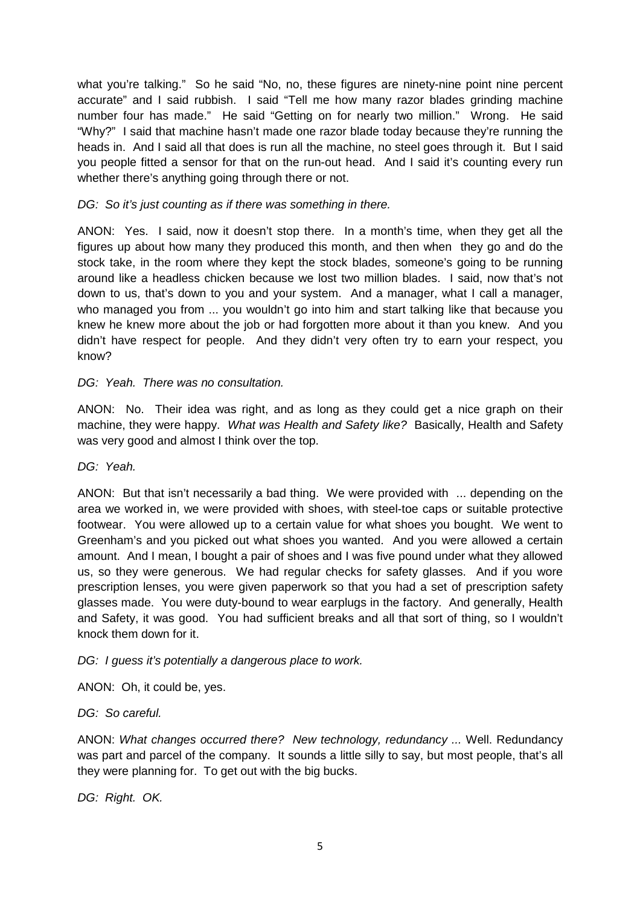what you're talking." So he said "No, no, these figures are ninety-nine point nine percent accurate" and I said rubbish. I said "Tell me how many razor blades grinding machine number four has made." He said "Getting on for nearly two million." Wrong. He said "Why?" I said that machine hasn't made one razor blade today because they're running the heads in. And I said all that does is run all the machine, no steel goes through it. But I said you people fitted a sensor for that on the run-out head. And I said it's counting every run whether there's anything going through there or not.

*DG: So it's just counting as if there was something in there.*

ANON: Yes. I said, now it doesn't stop there. In a month's time, when they get all the figures up about how many they produced this month, and then when they go and do the stock take, in the room where they kept the stock blades, someone's going to be running around like a headless chicken because we lost two million blades. I said, now that's not down to us, that's down to you and your system. And a manager, what I call a manager, who managed you from ... you wouldn't go into him and start talking like that because you knew he knew more about the job or had forgotten more about it than you knew. And you didn't have respect for people. And they didn't very often try to earn your respect, you know?

*DG: Yeah. There was no consultation.*

ANON: No. Their idea was right, and as long as they could get a nice graph on their machine, they were happy. *What was Health and Safety like?* Basically, Health and Safety was very good and almost I think over the top.

*DG: Yeah.*

ANON: But that isn't necessarily a bad thing. We were provided with ... depending on the area we worked in, we were provided with shoes, with steel-toe caps or suitable protective footwear. You were allowed up to a certain value for what shoes you bought. We went to Greenham's and you picked out what shoes you wanted. And you were allowed a certain amount. And I mean, I bought a pair of shoes and I was five pound under what they allowed us, so they were generous. We had regular checks for safety glasses. And if you wore prescription lenses, you were given paperwork so that you had a set of prescription safety glasses made. You were duty-bound to wear earplugs in the factory. And generally, Health and Safety, it was good. You had sufficient breaks and all that sort of thing, so I wouldn't knock them down for it.

*DG: I guess it's potentially a dangerous place to work.*

ANON: Oh, it could be, yes.

*DG: So careful.*

ANON: *What changes occurred there? New technology, redundancy ...* Well. Redundancy was part and parcel of the company. It sounds a little silly to say, but most people, that's all they were planning for. To get out with the big bucks.

*DG: Right. OK.*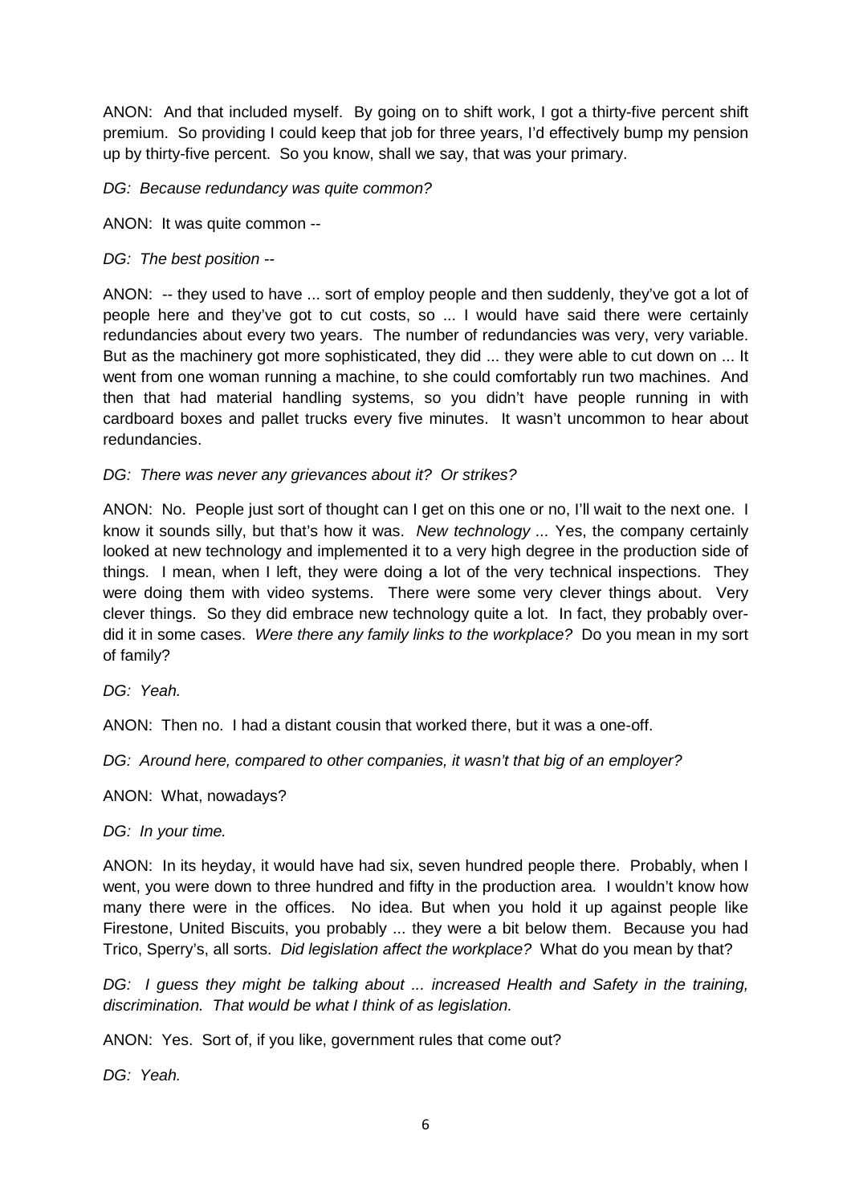ANON: And that included myself. By going on to shift work, I got a thirty-five percent shift premium. So providing I could keep that job for three years, I'd effectively bump my pension up by thirty-five percent. So you know, shall we say, that was your primary.

*DG: Because redundancy was quite common?*

ANON: It was quite common --

*DG: The best position --*

ANON: -- they used to have ... sort of employ people and then suddenly, they've got a lot of people here and they've got to cut costs, so ... I would have said there were certainly redundancies about every two years. The number of redundancies was very, very variable. But as the machinery got more sophisticated, they did ... they were able to cut down on ... It went from one woman running a machine, to she could comfortably run two machines. And then that had material handling systems, so you didn't have people running in with cardboard boxes and pallet trucks every five minutes. It wasn't uncommon to hear about redundancies.

*DG: There was never any grievances about it? Or strikes?*

ANON: No. People just sort of thought can I get on this one or no, I'll wait to the next one. I know it sounds silly, but that's how it was. *New technology ...* Yes, the company certainly looked at new technology and implemented it to a very high degree in the production side of things. I mean, when I left, they were doing a lot of the very technical inspections. They were doing them with video systems. There were some very clever things about. Very clever things. So they did embrace new technology quite a lot. In fact, they probably over-did it in some cases. *Were there any family links to the workplace?* Do you mean in my sort of family?

*DG: Yeah.*

ANON: Then no. I had a distant cousin that worked there, but it was a one-off.

*DG: Around here, compared to other companies, it wasn't that big of an employer?*

ANON: What, nowadays?

*DG: In your time.*

ANON: In its heyday, it would have had six, seven hundred people there. Probably, when I went, you were down to three hundred and fifty in the production area. I wouldn't know how many there were in the offices. No idea. But when you hold it up against people like Firestone, United Biscuits, you probably ... they were a bit below them. Because you had Trico, Sperry's, all sorts. *Did legislation affect the workplace?* What do you mean by that?

*DG: I guess they might be talking about ... increased Health and Safety in the training, discrimination. That would be what I think of as legislation.*

ANON: Yes. Sort of, if you like, government rules that come out?

*DG: Yeah.*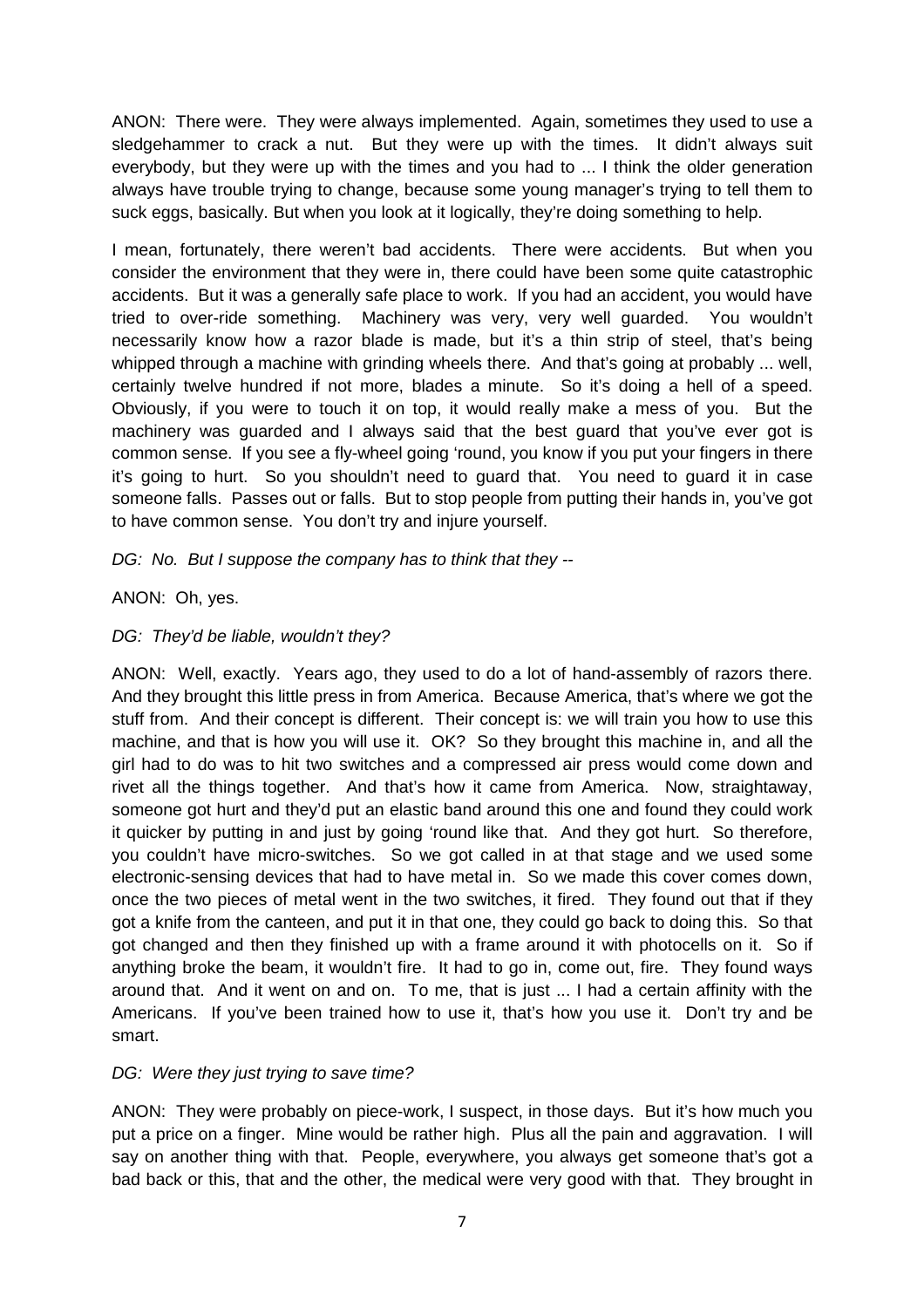ANON: There were. They were always implemented. Again, sometimes they used to use a sledgehammer to crack a nut. But they were up with the times. It didn't always suit everybody, but they were up with the times and you had to ... I think the older generation always have trouble trying to change, because some young manager's trying to tell them to suck eggs, basically. But when you look at it logically, they're doing something to help.

I mean, fortunately, there weren't bad accidents. There were accidents. But when you consider the environment that they were in, there could have been some quite catastrophic accidents. But it was a generally safe place to work. If you had an accident, you would have tried to over-ride something. Machinery was very, very well guarded. You wouldn't necessarily know how a razor blade is made, but it's a thin strip of steel, that's being whipped through a machine with grinding wheels there. And that's going at probably ... well, certainly twelve hundred if not more, blades a minute. So it's doing a hell of a speed. Obviously, if you were to touch it on top, it would really make a mess of you. But the machinery was guarded and I always said that the best guard that you've ever got is common sense. If you see a fly-wheel going 'round, you know if you put your fingers in there it's going to hurt. So you shouldn't need to guard that. You need to guard it in case someone falls. Passes out or falls. But to stop people from putting their hands in, you've got to have common sense. You don't try and injure yourself.

*DG: No. But I suppose the company has to think that they --*

ANON: Oh, yes.

*DG: They'd be liable, wouldn't they?*

ANON: Well, exactly. Years ago, they used to do a lot of hand-assembly of razors there. And they brought this little press in from America. Because America, that's where we got the stuff from. And their concept is different. Their concept is: we will train you how to use this machine, and that is how you will use it. OK? So they brought this machine in, and all the girl had to do was to hit two switches and a compressed air press would come down and rivet all the things together. And that's how it came from America. Now, straightaway, someone got hurt and they'd put an elastic band around this one and found they could work it quicker by putting in and just by going 'round like that. And they got hurt. So therefore, you couldn't have micro-switches. So we got called in at that stage and we used some electronic-sensing devices that had to have metal in. So we made this cover comes down, once the two pieces of metal went in the two switches, it fired. They found out that if they got a knife from the canteen, and put it in that one, they could go back to doing this. So that got changed and then they finished up with a frame around it with photocells on it. So if anything broke the beam, it wouldn't fire. It had to go in, come out, fire. They found ways around that. And it went on and on. To me, that is just ... I had a certain affinity with the Americans. If you've been trained how to use it, that's how you use it. Don't try and be smart.

*DG: Were they just trying to save time?*

ANON: They were probably on piece-work, I suspect, in those days. But it's how much you put a price on a finger. Mine would be rather high. Plus all the pain and aggravation. I will say on another thing with that. People, everywhere, you always get someone that's got a bad back or this, that and the other, the medical were very good with that. They brought in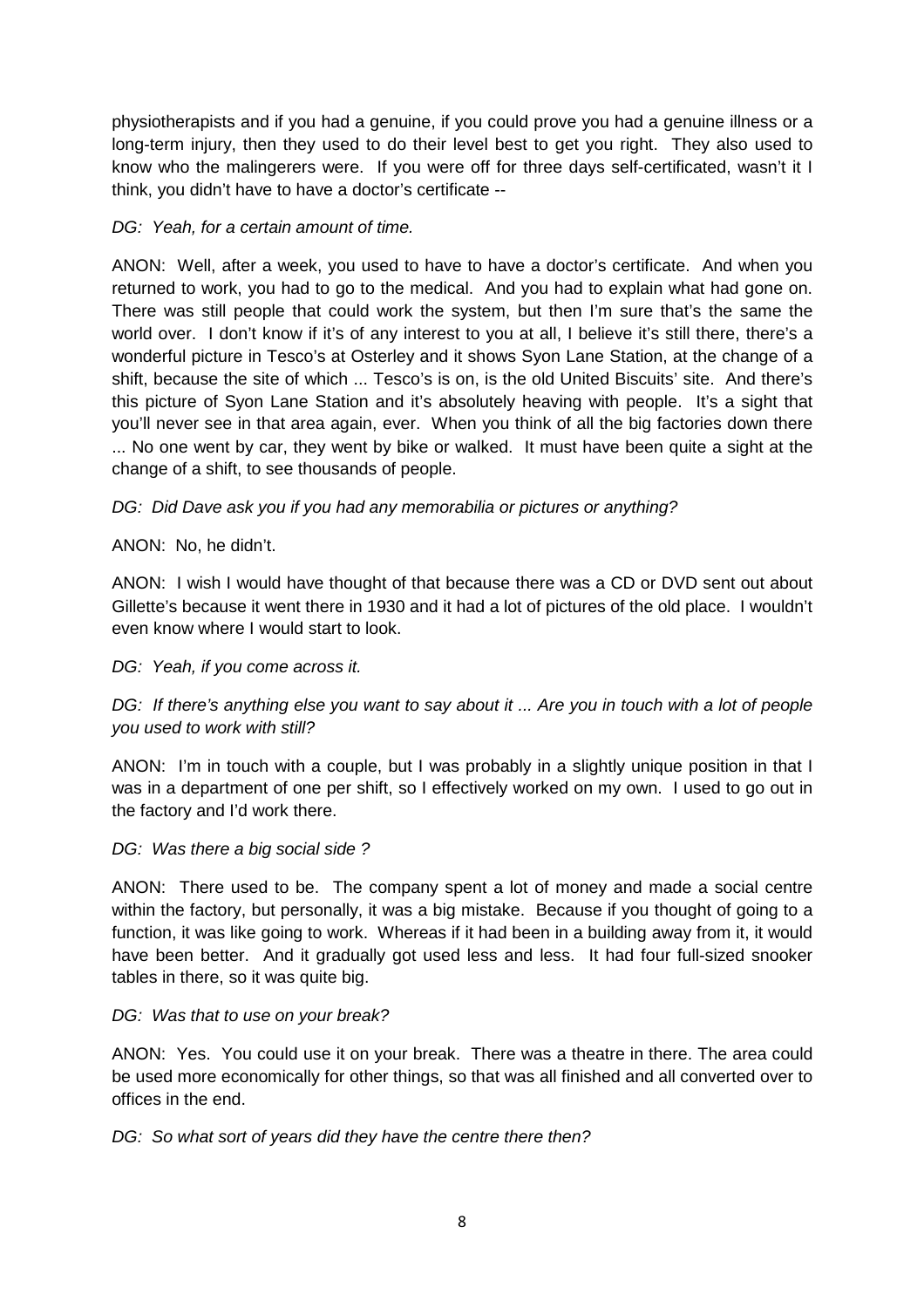physiotherapists and if you had a genuine, if you could prove you had a genuine illness or a long-term injury, then they used to do their level best to get you right. They also used to know who the malingerers were. If you were off for three days self-certificated, wasn't it I think, you didn't have to have a doctor's certificate --

*DG: Yeah, for a certain amount of time.*

ANON: Well, after a week, you used to have to have a doctor's certificate. And when you returned to work, you had to go to the medical. And you had to explain what had gone on. There was still people that could work the system, but then I'm sure that's the same the world over. I don't know if it's of any interest to you at all, I believe it's still there, there's a wonderful picture in Tesco's at Osterley and it shows Syon Lane Station, at the change of a shift, because the site of which ... Tesco's is on, is the old United Biscuits' site. And there's this picture of Syon Lane Station and it's absolutely heaving with people. It's a sight that you'll never see in that area again, ever. When you think of all the big factories down there ... No one went by car, they went by bike or walked. It must have been quite a sight at the change of a shift, to see thousands of people.

*DG: Did Dave ask you if you had any memorabilia or pictures or anything?*

ANON: No, he didn't.

ANON: I wish I would have thought of that because there was a CD or DVD sent out about Gillette's because it went there in 1930 and it had a lot of pictures of the old place. I wouldn't even know where I would start to look.

*DG: Yeah, if you come across it.*

*DG: If there's anything else you want to say about it ... Are you in touch with a lot of people you used to work with still?*

ANON: I'm in touch with a couple, but I was probably in a slightly unique position in that I was in a department of one per shift, so I effectively worked on my own. I used to go out in the factory and I'd work there.

*DG: Was there a big social side ?*

ANON: There used to be. The company spent a lot of money and made a social centre within the factory, but personally, it was a big mistake. Because if you thought of going to a function, it was like going to work. Whereas if it had been in a building away from it, it would have been better. And it gradually got used less and less. It had four full-sized snooker tables in there, so it was quite big.

*DG: Was that to use on your break?*

ANON: Yes. You could use it on your break. There was a theatre in there. The area could be used more economically for other things, so that was all finished and all converted over to offices in the end.

*DG: So what sort of years did they have the centre there then?*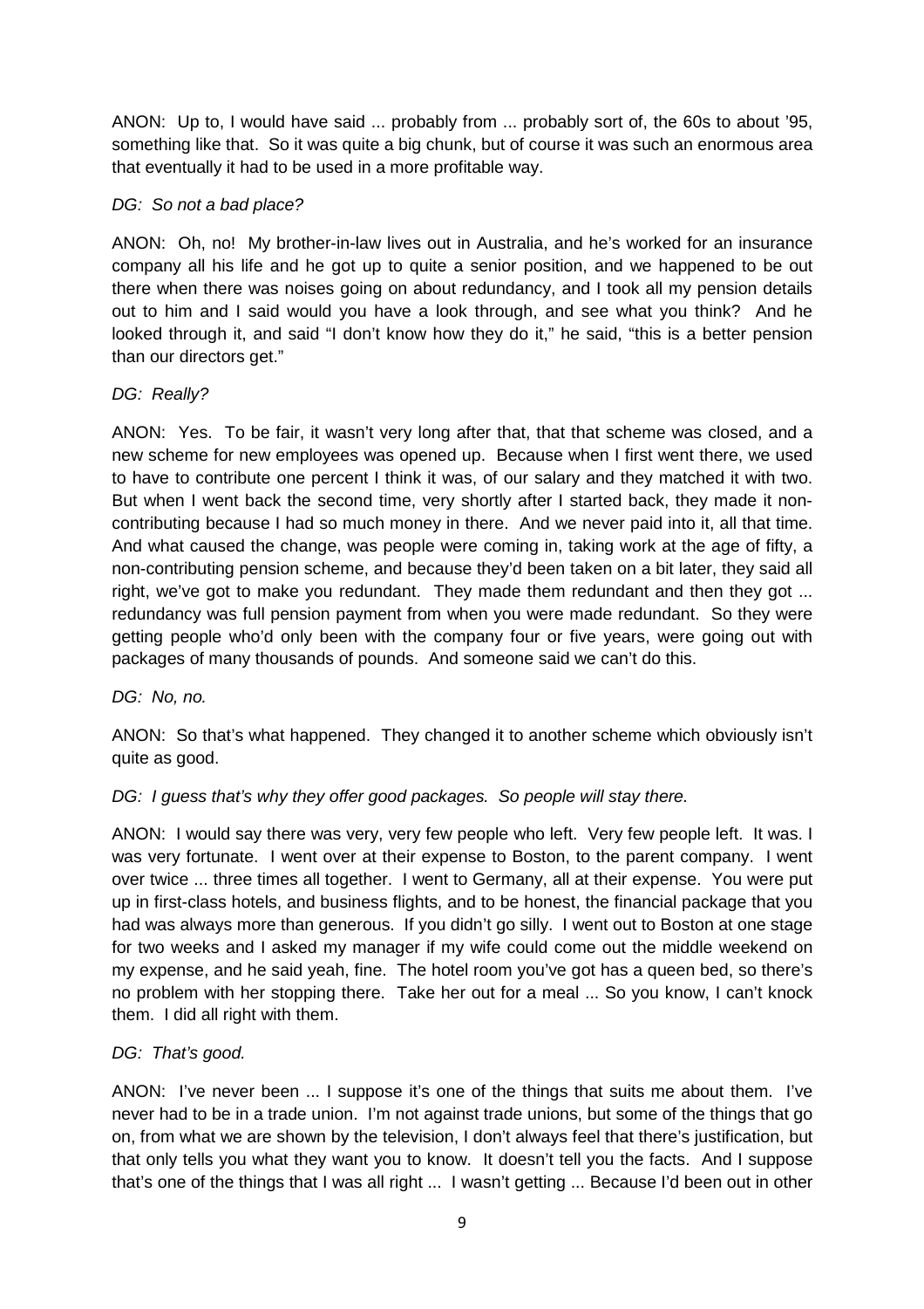ANON: Up to, I would have said ... probably from ... probably sort of, the 60s to about ’95, something like that. So it was quite a big chunk, but of course it was such an enormous area that eventually it had to be used in a more profitable way.

*DG: So not a bad place?*

ANON: Oh, no! My brother-in-law lives out in Australia, and he’s worked for an insurance company all his life and he got up to quite a senior position, and we happened to be out there when there was noises going on about redundancy, and I took all my pension details out to him and I said would you have a look through, and see what you think? And he looked through it, and said “I don’t know how they do it,” he said, “this is a better pension than our directors get.”

*DG: Really?*

ANON: Yes. To be fair, it wasn’t very long after that, that that scheme was closed, and a new scheme for new employees was opened up. Because when I first went there, we used to have to contribute one percent I think it was, of our salary and they matched it with two. But when I went back the second time, very shortly after I started back, they made it non-contributing because I had so much money in there. And we never paid into it, all that time. And what caused the change, was people were coming in, taking work at the age of fifty, a non-contributing pension scheme, and because they’d been taken on a bit later, they said all right, we’ve got to make you redundant. They made them redundant and then they got ... redundancy was full pension payment from when you were made redundant. So they were getting people who’d only been with the company four or five years, were going out with packages of many thousands of pounds. And someone said we can’t do this.

*DG: No, no.*

ANON: So that’s what happened. They changed it to another scheme which obviously isn’t quite as good.

*DG: I guess that’s why they offer good packages. So people will stay there.*

ANON: I would say there was very, very few people who left. Very few people left. It was. I was very fortunate. I went over at their expense to Boston, to the parent company. I went over twice ... three times all together. I went to Germany, all at their expense. You were put up in first-class hotels, and business flights, and to be honest, the financial package that you had was always more than generous. If you didn’t go silly. I went out to Boston at one stage for two weeks and I asked my manager if my wife could come out the middle weekend on my expense, and he said yeah, fine. The hotel room you’ve got has a queen bed, so there’s no problem with her stopping there. Take her out for a meal ... So you know, I can’t knock them. I did all right with them.

*DG: That’s good.*

ANON: I’ve never been ... I suppose it’s one of the things that suits me about them. I’ve never had to be in a trade union. I’m not against trade unions, but some of the things that go on, from what we are shown by the television, I don’t always feel that there’s justification, but that only tells you what they want you to know. It doesn’t tell you the facts. And I suppose that’s one of the things that I was all right ... I wasn’t getting ... Because I’d been out in other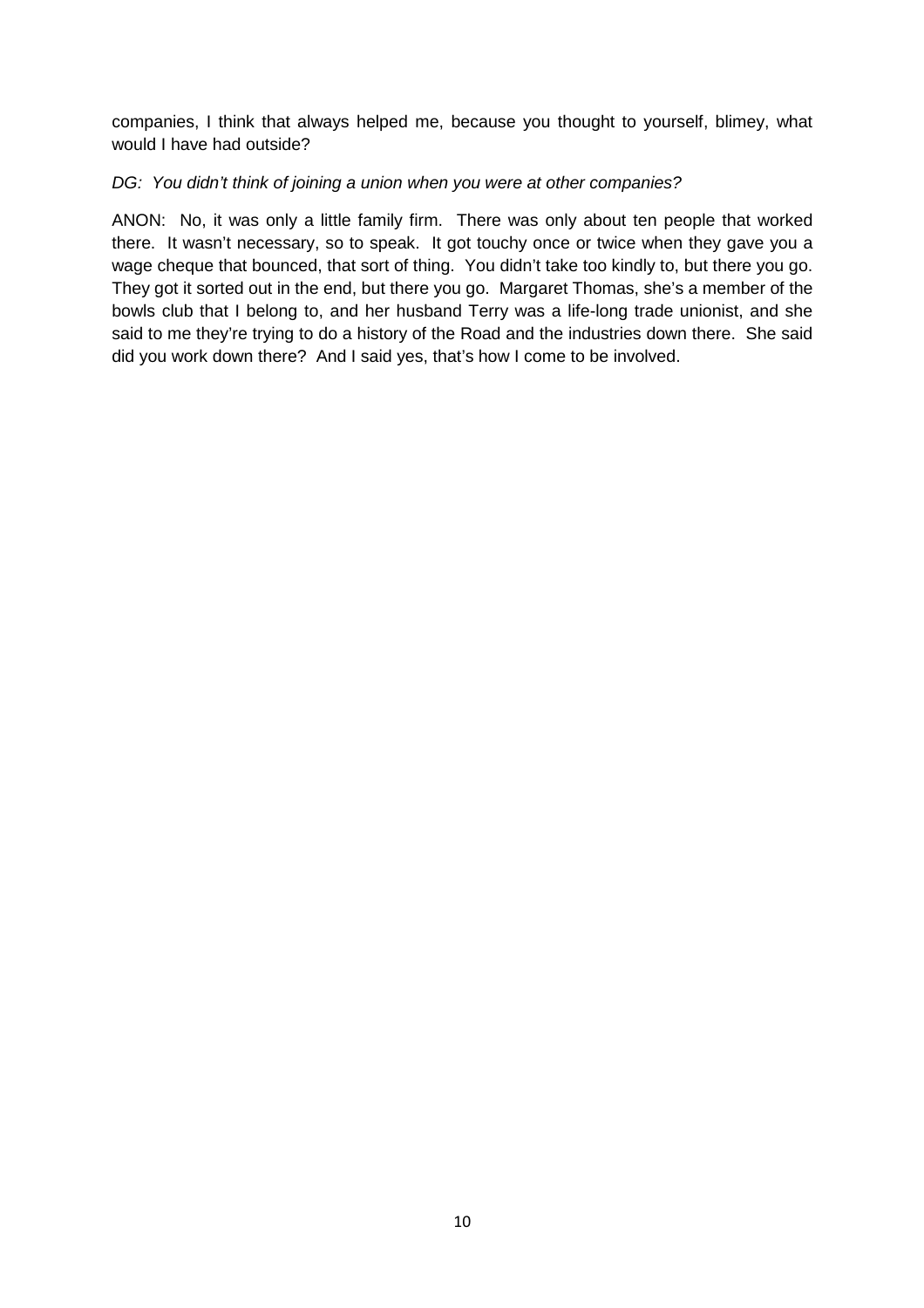companies, I think that always helped me, because you thought to yourself, blimey, what would I have had outside?

*DG: You didn't think of joining a union when you were at other companies?*

ANON: No, it was only a little family firm. There was only about ten people that worked there. It wasn't necessary, so to speak. It got touchy once or twice when they gave you a wage cheque that bounced, that sort of thing. You didn't take too kindly to, but there you go. They got it sorted out in the end, but there you go. Margaret Thomas, she's a member of the bowls club that I belong to, and her husband Terry was a life-long trade unionist, and she said to me they're trying to do a history of the Road and the industries down there. She said did you work down there? And I said yes, that's how I come to be involved.